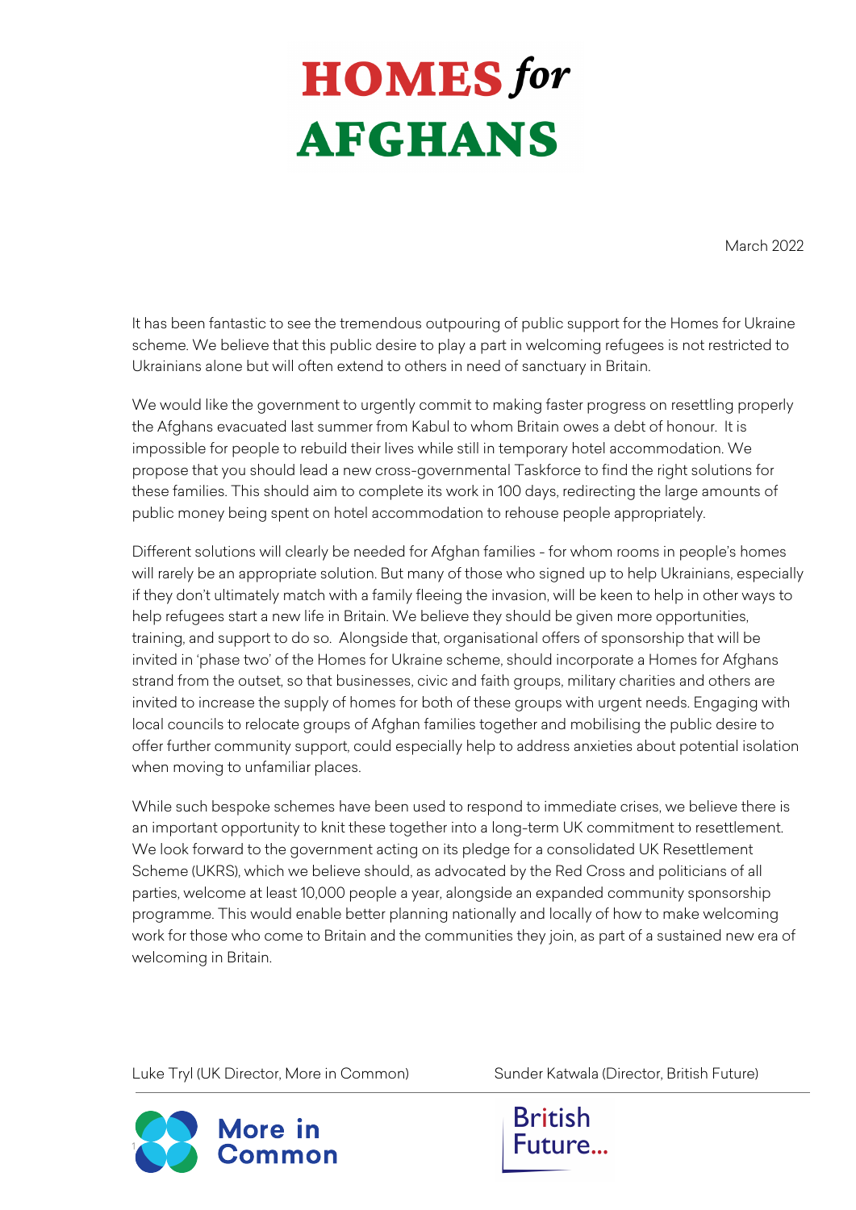# HOMES *for* AFGHANS

March 2022

It has been fantastic to see the tremendous outpouring of public support for the Homes for Ukraine scheme. We believe that this public desire to play a part in welcoming refugees is not restricted to Ukrainians alone but will often extend to others in need of sanctuary in Britain.

We would like the government to urgently commit to making faster progress on resettling properly the Afghans evacuated last summer from Kabul to whom Britain owes a debt of honour. It is impossible for people to rebuild their lives while still in temporary hotel accommodation. We propose that you should lead a new cross-governmental Taskforce to find the right solutions for these families. This should aim to complete its work in 100 days, redirecting the large amounts of public money being spent on hotel accommodation to rehouse people appropriately.

Different solutions will clearly be needed for Afghan families - for whom rooms in people's homes will rarely be an appropriate solution. But many of those who signed up to help Ukrainians, especially if they don't ultimately match with a family fleeing the invasion, will be keen to help in other ways to help refugees start a new life in Britain. We believe they should be given more opportunities, training, and support to do so. Alongside that, organisational offers of sponsorship that will be invited in 'phase two' of the Homes for Ukraine scheme, should incorporate a Homes for Afghans strand from the outset, so that businesses, civic and faith groups, military charities and others are invited to increase the supply of homes for both of these groups with urgent needs. Engaging with local councils to relocate groups of Afghan families together and mobilising the public desire to offer further community support, could especially help to address anxieties about potential isolation when moving to unfamiliar places.

While such bespoke schemes have been used to respond to immediate crises, we believe there is an important opportunity to knit these together into a long-term UK commitment to resettlement. We look forward to the government acting on its pledge for a consolidated UK Resettlement Scheme (UKRS), which we believe should, as advocated by the Red Cross and politicians of all parties, welcome at least 10,000 people a year, alongside an expanded community sponsorship programme. This would enable better planning nationally and locally of how to make welcoming work for those who come to Britain and the communities they join, as part of a sustained new era of welcoming in Britain.

Luke Tryl (UK Director, More in Common)

Sunder Katwala (Director, British Future)

More in Common

British Future...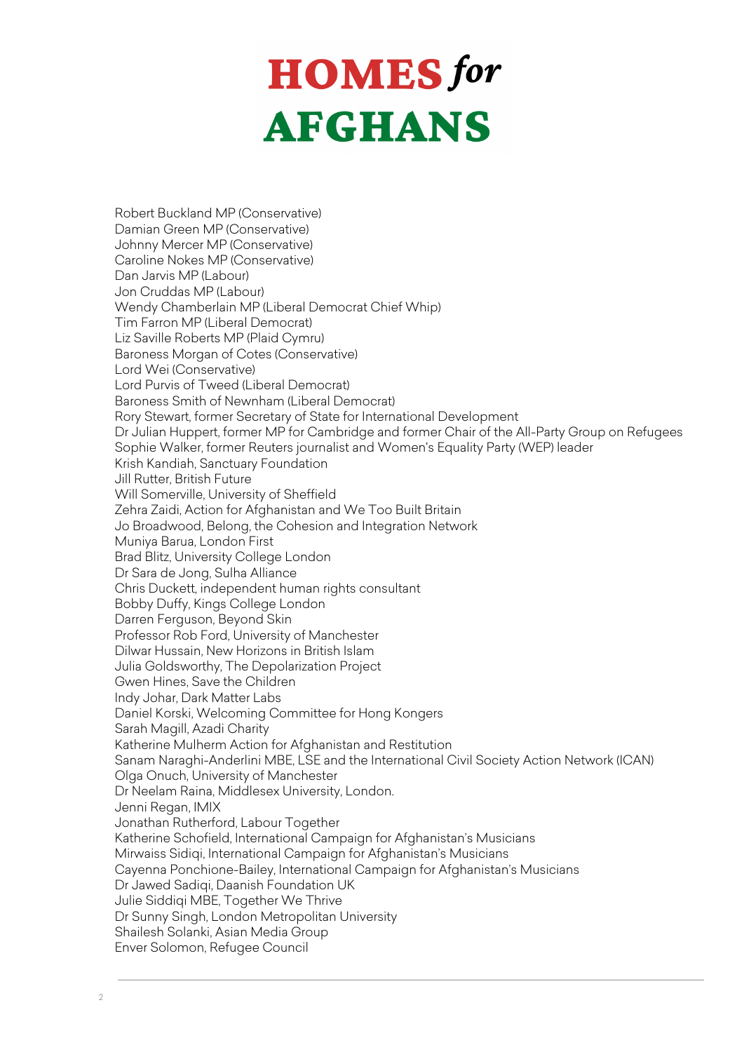# HOMES *for* AFGHANS

Robert Buckland MP (Conservative)
Damian Green MP (Conservative)
Johnny Mercer MP (Conservative)
Caroline Nokes MP (Conservative)
Dan Jarvis MP (Labour)
Jon Cruddas MP (Labour)
Wendy Chamberlain MP (Liberal Democrat Chief Whip)
Tim Farron MP (Liberal Democrat)
Liz Saville Roberts MP (Plaid Cymru)
Baroness Morgan of Cotes (Conservative)
Lord Wei (Conservative)
Lord Purvis of Tweed (Liberal Democrat)
Baroness Smith of Newnham (Liberal Democrat)
Rory Stewart, former Secretary of State for International Development
Dr Julian Huppert, former MP for Cambridge and former Chair of the All-Party Group on Refugees
Sophie Walker, former Reuters journalist and Women's Equality Party (WEP) leader
Krish Kandiah, Sanctuary Foundation
Jill Rutter, British Future
Will Somerville, University of Sheffield
Zehra Zaidi, Action for Afghanistan and We Too Built Britain
Jo Broadwood, Belong, the Cohesion and Integration Network
Muniya Barua, London First
Brad Blitz, University College London
Dr Sara de Jong, Sulha Alliance
Chris Duckett, independent human rights consultant
Bobby Duffy, Kings College London
Darren Ferguson, Beyond Skin
Professor Rob Ford, University of Manchester
Dilwar Hussain, New Horizons in British Islam
Julia Goldsworthy, The Depolarization Project
Gwen Hines, Save the Children
Indy Johar, Dark Matter Labs
Daniel Korski, Welcoming Committee for Hong Kongers
Sarah Magill, Azadi Charity
Katherine Mulherm Action for Afghanistan and Restitution
Sanam Naraghi-Anderlini MBE, LSE and the International Civil Society Action Network (ICAN)
Olga Onuch, University of Manchester
Dr Neelam Raina, Middlesex University, London.
Jenni Regan, IMIX
Jonathan Rutherford, Labour Together
Katherine Schofield, International Campaign for Afghanistan's Musicians
Mirwaiss Sidiqi, International Campaign for Afghanistan's Musicians
Cayenna Ponchione-Bailey, International Campaign for Afghanistan's Musicians
Dr Jawed Sadiqi, Daanish Foundation UK
Julie Siddiqi MBE, Together We Thrive
Dr Sunny Singh, London Metropolitan University
Shailesh Solanki, Asian Media Group
Enver Solomon, Refugee Council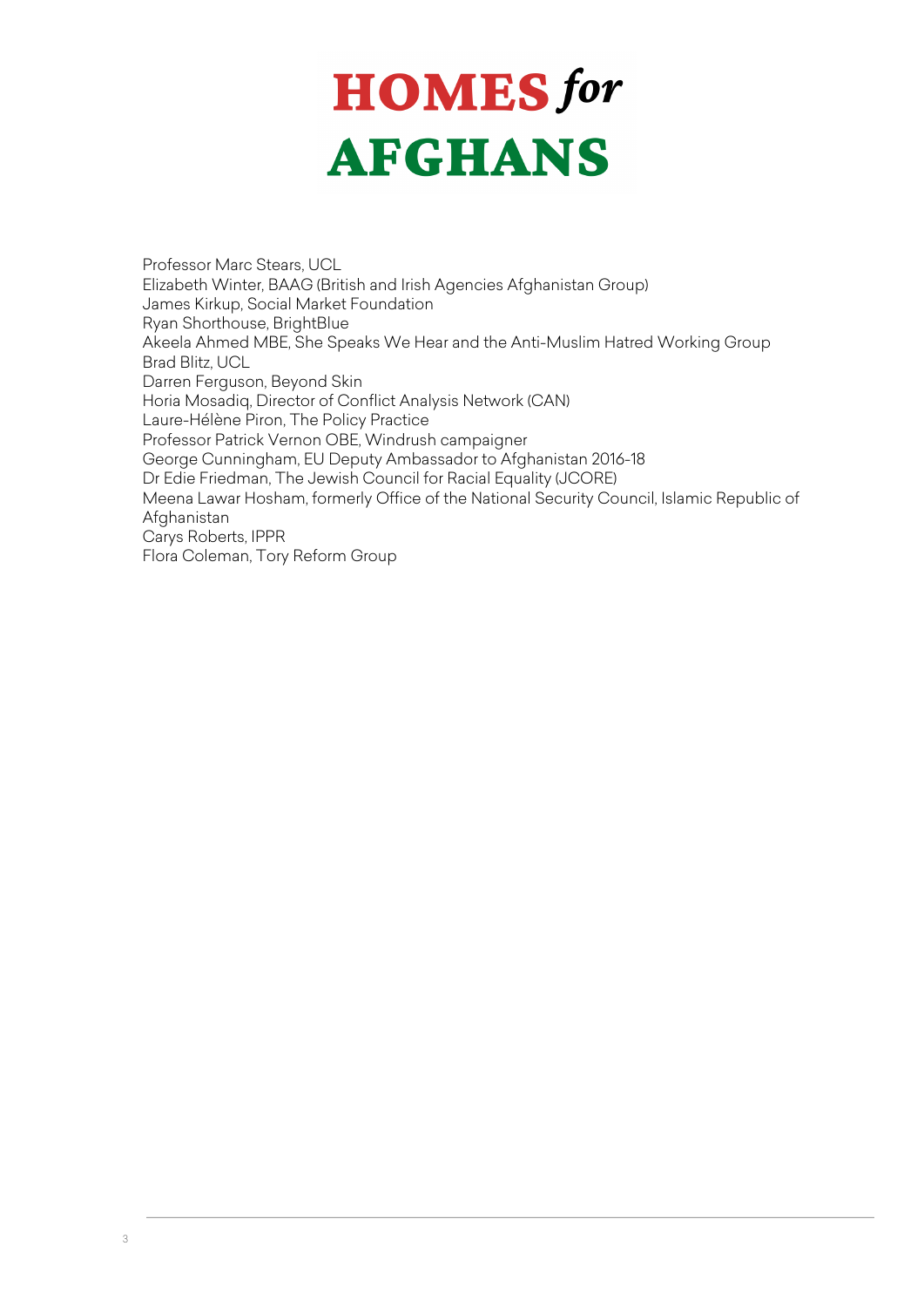# HOMES *for* AFGHANS

Professor Marc Stears, UCL
Elizabeth Winter, BAAG (British and Irish Agencies Afghanistan Group)
James Kirkup, Social Market Foundation
Ryan Shorthouse, BrightBlue
Akeela Ahmed MBE, She Speaks We Hear and the Anti-Muslim Hatred Working Group
Brad Blitz, UCL
Darren Ferguson, Beyond Skin
Horia Mosadiq, Director of Conflict Analysis Network (CAN)
Laure-Hélène Piron, The Policy Practice
Professor Patrick Vernon OBE, Windrush campaigner
George Cunningham, EU Deputy Ambassador to Afghanistan 2016-18
Dr Edie Friedman, The Jewish Council for Racial Equality (JCORE)
Meena Lawar Hosham, formerly Office of the National Security Council, Islamic Republic of Afghanistan
Carys Roberts, IPPR
Flora Coleman, Tory Reform Group